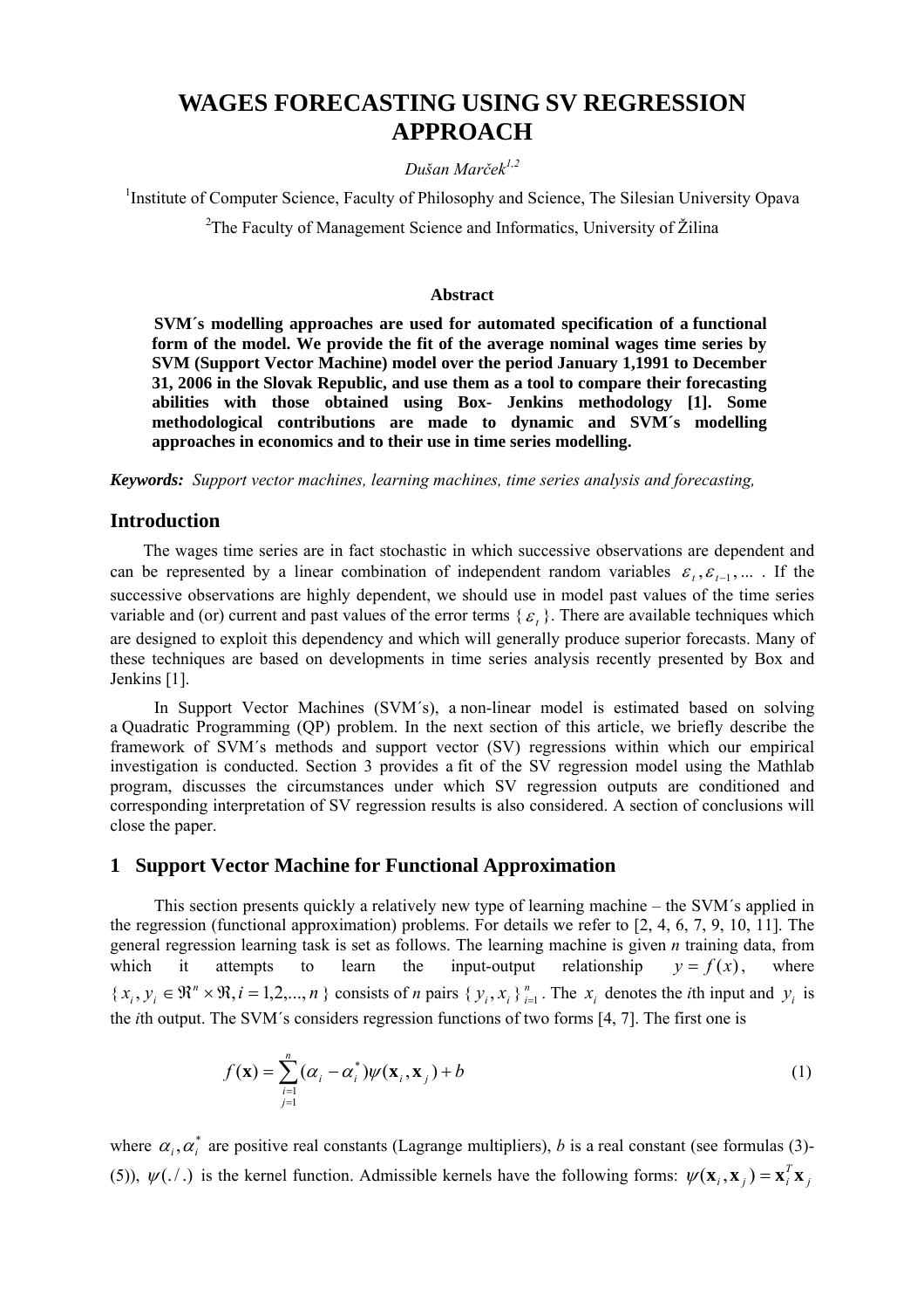# WAGES FORECASTING USING SV REGRESSION APPROACH

*Dušan Marček*[1,2]

[1]Institute of Computer Science, Faculty of Philosophy and Science, The Silesian University Opava

[2]The Faculty of Management Science and Informatics, University of Žilina

**Abstract**

**SVM´s modelling approaches are used for automated specification of a functional form of the model. We provide the fit of the average nominal wages time series by SVM (Support Vector Machine) model over the period January 1,1991 to December 31, 2006 in the Slovak Republic, and use them as a tool to compare their forecasting abilities with those obtained using Box- Jenkins methodology [1]. Some methodological contributions are made to dynamic and SVM´s modelling approaches in economics and to their use in time series modelling.**

***Keywords:*** *Support vector machines, learning machines, time series analysis and forecasting,*

## Introduction

The wages time series are in fact stochastic in which successive observations are dependent and can be represented by a linear combination of independent random variables $\varepsilon_t, \varepsilon_{t-1}, \ldots$ . If the successive observations are highly dependent, we should use in model past values of the time series variable and (or) current and past values of the error terms $\{\varepsilon_t\}$. There are available techniques which are designed to exploit this dependency and which will generally produce superior forecasts. Many of these techniques are based on developments in time series analysis recently presented by Box and Jenkins [1].

In Support Vector Machines (SVM´s), a non-linear model is estimated based on solving a Quadratic Programming (QP) problem. In the next section of this article, we briefly describe the framework of SVM´s methods and support vector (SV) regressions within which our empirical investigation is conducted. Section 3 provides a fit of the SV regression model using the Mathlab program, discusses the circumstances under which SV regression outputs are conditioned and corresponding interpretation of SV regression results is also considered. A section of conclusions will close the paper.

## 1 Support Vector Machine for Functional Approximation

This section presents quickly a relatively new type of learning machine – the SVM´s applied in the regression (functional approximation) problems. For details we refer to [2, 4, 6, 7, 9, 10, 11]. The general regression learning task is set as follows. The learning machine is given *n* training data, from which it attempts to learn the input-output relationship $y = f(x)$, where $\{x_i, y_i \in \Re^n \times \Re, i = 1,2,\ldots,n\}$ consists of *n* pairs $\{y_i, x_i\}_{i=1}^{n}$. The $x_i$ denotes the *i*th input and $y_i$ is the *i*th output. The SVM´s considers regression functions of two forms [4, 7]. The first one is

$$f(\mathbf{x}) = \sum_{\substack{i=1 \\ j=1}}^{n} (\alpha_i - \alpha_i^*)\psi(\mathbf{x}_i, \mathbf{x}_j) + b \tag{1}$$

where $\alpha_i, \alpha_i^*$ are positive real constants (Lagrange multipliers), *b* is a real constant (see formulas (3)-(5)), $\psi(./.)$ is the kernel function. Admissible kernels have the following forms: $\psi(\mathbf{x}_i, \mathbf{x}_j) = \mathbf{x}_i^T \mathbf{x}_j$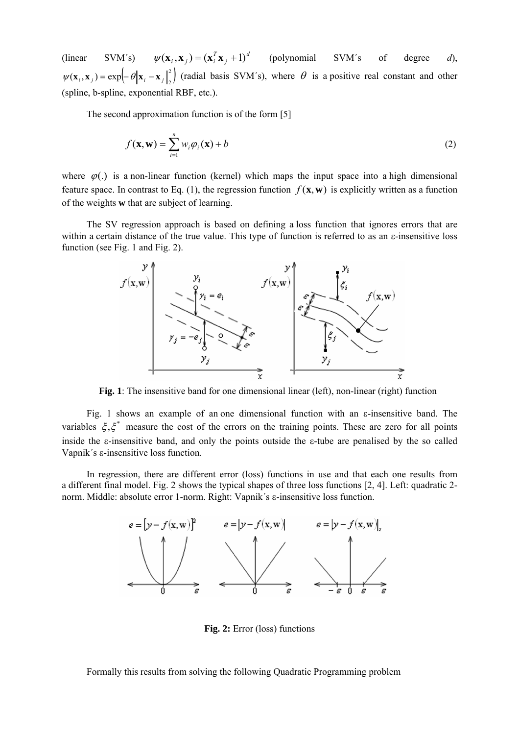(linear SVM´s) $\psi(\mathbf{x}_i, \mathbf{x}_j) = (\mathbf{x}_i^T \mathbf{x}_j + 1)^d$ (polynomial SVM´s of degree $d$), $\psi(\mathbf{x}_i, \mathbf{x}_j) = \exp\left(-\theta \left\|\mathbf{x}_i - \mathbf{x}_j\right\|_2^2\right)$ (radial basis SVM´s), where $\theta$ is a positive real constant and other (spline, b-spline, exponential RBF, etc.).

The second approximation function is of the form [5]

$$f(\mathbf{x}, \mathbf{w}) = \sum_{i=1}^{n} w_i \varphi_i(\mathbf{x}) + b \tag{2}$$

where $\varphi(.)$ is a non-linear function (kernel) which maps the input space into a high dimensional feature space. In contrast to Eq. (1), the regression function $f(\mathbf{x}, \mathbf{w})$ is explicitly written as a function of the weights **w** that are subject of learning.

The SV regression approach is based on defining a loss function that ignores errors that are within a certain distance of the true value. This type of function is referred to as an ε-insensitive loss function (see Fig. 1 and Fig. 2).

**Fig. 1**: The insensitive band for one dimensional linear (left), non-linear (right) function

Fig. 1 shows an example of an one dimensional function with an ε-insensitive band. The variables $\xi, \xi^*$ measure the cost of the errors on the training points. These are zero for all points inside the ε-insensitive band, and only the points outside the ε-tube are penalised by the so called Vapnik´s ε-insensitive loss function.

In regression, there are different error (loss) functions in use and that each one results from a different final model. Fig. 2 shows the typical shapes of three loss functions [2, 4]. Left: quadratic 2-norm. Middle: absolute error 1-norm. Right: Vapnik´s ε-insensitive loss function.

**Fig. 2:** Error (loss) functions

Formally this results from solving the following Quadratic Programming problem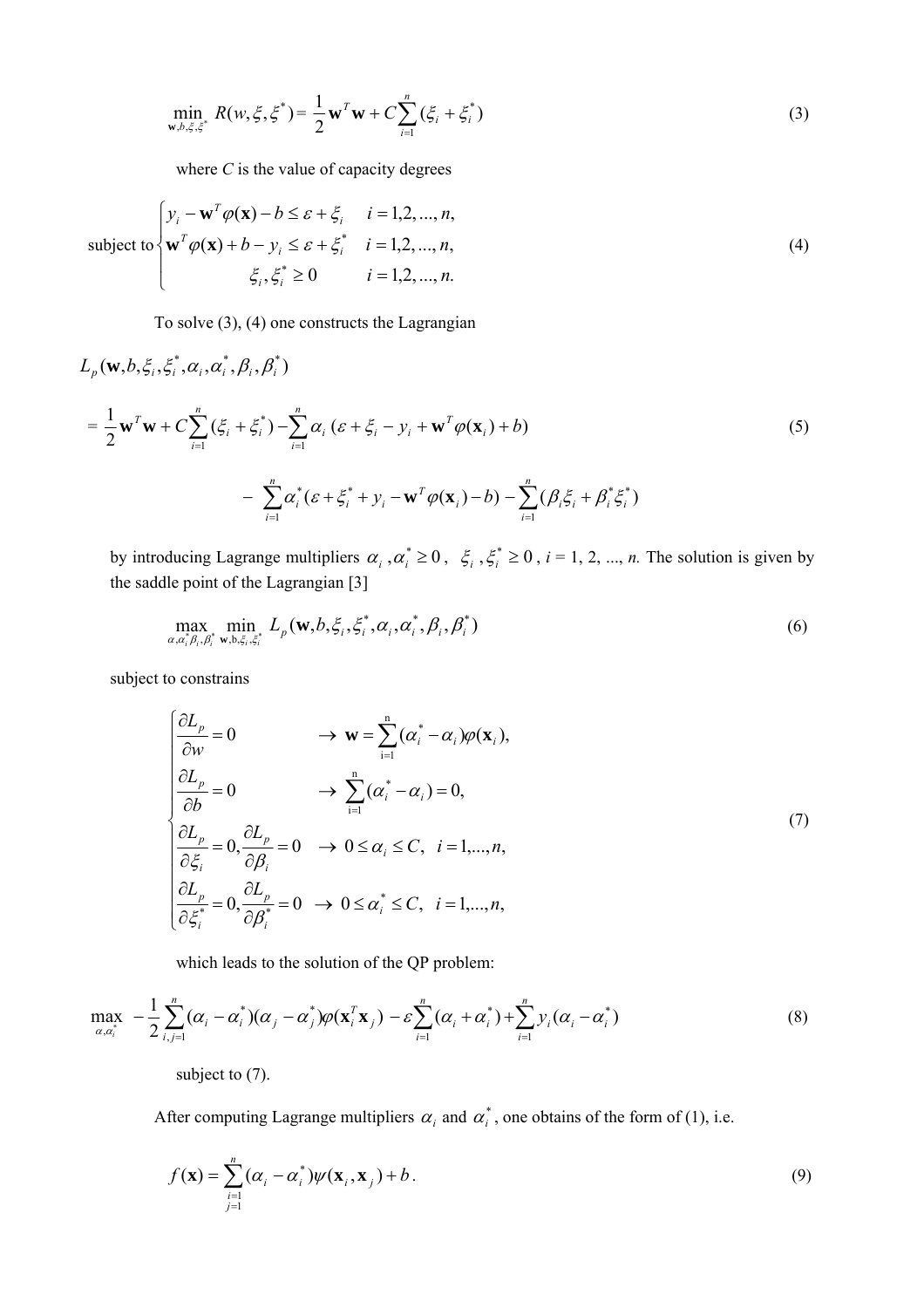$$\min_{\mathbf{w},b,\xi,\xi^*} R(w,\xi,\xi^*) = \frac{1}{2}\mathbf{w}^T\mathbf{w} + C\sum_{i=1}^{n}(\xi_i + \xi_i^*) \tag{3}$$

where $C$ is the value of capacity degrees

$$\text{subject to} \begin{cases} y_i - \mathbf{w}^T\varphi(\mathbf{x}) - b \le \varepsilon + \xi_i & i = 1,2,...,n, \\ \mathbf{w}^T\varphi(\mathbf{x}) + b - y_i \le \varepsilon + \xi_i^* & i = 1,2,...,n, \\ \xi_i, \xi_i^* \ge 0 & i = 1,2,...,n. \end{cases} \tag{4}$$

To solve (3), (4) one constructs the Lagrangian

$$L_p(\mathbf{w},b,\xi_i,\xi_i^*,\alpha_i,\alpha_i^*,\beta_i,\beta_i^*)$$

$$= \frac{1}{2}\mathbf{w}^T\mathbf{w} + C\sum_{i=1}^{n}(\xi_i + \xi_i^*) - \sum_{i=1}^{n}\alpha_i\,(\varepsilon + \xi_i - y_i + \mathbf{w}^T\varphi(\mathbf{x}_i) + b) \tag{5}$$

$$- \sum_{i=1}^{n}\alpha_i^*(\varepsilon + \xi_i^* + y_i - \mathbf{w}^T\varphi(\mathbf{x}_i) - b) - \sum_{i=1}^{n}(\beta_i\xi_i + \beta_i^*\xi_i^*)$$

by introducing Lagrange multipliers $\alpha_i, \alpha_i^* \ge 0$, $\xi_i, \xi_i^* \ge 0$, $i$ = 1, 2, ..., $n$. The solution is given by the saddle point of the Lagrangian [3]

$$\max_{\alpha,\alpha_i^*\beta_i,\beta_i^*} \min_{\mathbf{w},b,\xi_i,\xi_i^*} L_p(\mathbf{w},b,\xi_i,\xi_i^*,\alpha_i,\alpha_i^*,\beta_i,\beta_i^*) \tag{6}$$

subject to constrains

$$\begin{cases} \dfrac{\partial L_p}{\partial w} = 0 & \rightarrow \ \mathbf{w} = \sum_{i=1}^{n}(\alpha_i^* - \alpha_i)\varphi(\mathbf{x}_i), \\ \dfrac{\partial L_p}{\partial b} = 0 & \rightarrow \ \sum_{i=1}^{n}(\alpha_i^* - \alpha_i) = 0, \\ \dfrac{\partial L_p}{\partial \xi_i} = 0, \dfrac{\partial L_p}{\partial \beta_i} = 0 & \rightarrow \ 0 \le \alpha_i \le C, \ \ i = 1,...,n, \\ \dfrac{\partial L_p}{\partial \xi_i^*} = 0, \dfrac{\partial L_p}{\partial \beta_i^*} = 0 & \rightarrow \ 0 \le \alpha_i^* \le C, \ \ i = 1,...,n, \end{cases} \tag{7}$$

which leads to the solution of the QP problem:

$$\max_{\alpha,\alpha_i^*} \ -\frac{1}{2}\sum_{i,j=1}^{n}(\alpha_i - \alpha_i^*)(\alpha_j - \alpha_j^*)\varphi(\mathbf{x}_i^T\mathbf{x}_j) - \varepsilon\sum_{i=1}^{n}(\alpha_i + \alpha_i^*) + \sum_{i=1}^{n}y_i(\alpha_i - \alpha_i^*) \tag{8}$$

subject to (7).

After computing Lagrange multipliers $\alpha_i$ and $\alpha_i^*$, one obtains of the form of (1), i.e.

$$f(\mathbf{x}) = \sum_{\substack{i=1 \\ j=1}}^{n}(\alpha_i - \alpha_i^*)\psi(\mathbf{x}_i, \mathbf{x}_j) + b. \tag{9}$$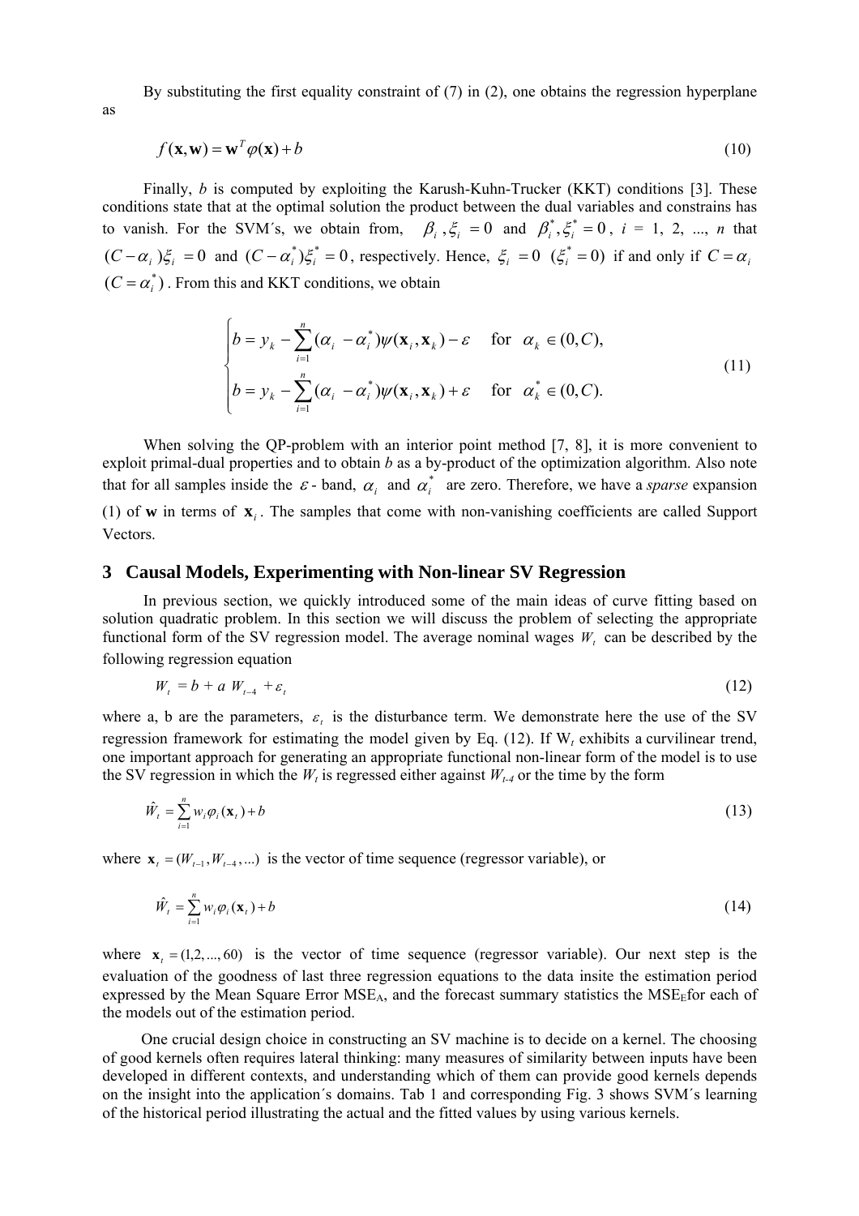By substituting the first equality constraint of (7) in (2), one obtains the regression hyperplane as

$$f(\mathbf{x}, \mathbf{w}) = \mathbf{w}^T \varphi(\mathbf{x}) + b \tag{10}$$

Finally, $b$ is computed by exploiting the Karush-Kuhn-Trucker (KKT) conditions [3]. These conditions state that at the optimal solution the product between the dual variables and constrains has to vanish. For the SVM´s, we obtain from, $\beta_i, \xi_i = 0$ and $\beta_i^*, \xi_i^* = 0$, $i$ = 1, 2, ..., $n$ that $(C - \alpha_i)\xi_i = 0$ and $(C - \alpha_i^*)\xi_i^* = 0$, respectively. Hence, $\xi_i = 0$ $(\xi_i^* = 0)$ if and only if $C = \alpha_i$ $(C = \alpha_i^*)$. From this and KKT conditions, we obtain

$$\begin{cases} b = y_k - \sum_{i=1}^{n} (\alpha_i - \alpha_i^*) \psi(\mathbf{x}_i, \mathbf{x}_k) - \varepsilon & \text{for} \quad \alpha_k \in (0, C), \\ b = y_k - \sum_{i=1}^{n} (\alpha_i - \alpha_i^*) \psi(\mathbf{x}_i, \mathbf{x}_k) + \varepsilon & \text{for} \quad \alpha_k^* \in (0, C). \end{cases} \tag{11}$$

When solving the QP-problem with an interior point method [7, 8], it is more convenient to exploit primal-dual properties and to obtain $b$ as a by-product of the optimization algorithm. Also note that for all samples inside the $\varepsilon$ - band, $\alpha_i$ and $\alpha_i^*$ are zero. Therefore, we have a *sparse* expansion (1) of $\mathbf{w}$ in terms of $\mathbf{x}_i$. The samples that come with non-vanishing coefficients are called Support Vectors.

## 3 Causal Models, Experimenting with Non-linear SV Regression

In previous section, we quickly introduced some of the main ideas of curve fitting based on solution quadratic problem. In this section we will discuss the problem of selecting the appropriate functional form of the SV regression model. The average nominal wages $W_t$ can be described by the following regression equation

$$W_t = b + a\, W_{t-4} + \varepsilon_t \tag{12}$$

where a, b are the parameters, $\varepsilon_t$ is the disturbance term. We demonstrate here the use of the SV regression framework for estimating the model given by Eq. (12). If $W_t$ exhibits a curvilinear trend, one important approach for generating an appropriate functional non-linear form of the model is to use the SV regression in which the $W_t$ is regressed either against $W_{t-4}$ or the time by the form

$$\hat{W}_t = \sum_{i=1}^{n} w_i \varphi_i(\mathbf{x}_t) + b \tag{13}$$

where $\mathbf{x}_t = (W_{t-1}, W_{t-4}, ...)$ is the vector of time sequence (regressor variable), or

$$\hat{W}_t = \sum_{i=1}^{n} w_i \varphi_i(\mathbf{x}_t) + b \tag{14}$$

where $\mathbf{x}_t = (1, 2, ..., 60)$ is the vector of time sequence (regressor variable). Our next step is the evaluation of the goodness of last three regression equations to the data insite the estimation period expressed by the Mean Square Error $\text{MSE}_\text{A}$, and the forecast summary statistics the $\text{MSE}_\text{E}$for each of the models out of the estimation period.

One crucial design choice in constructing an SV machine is to decide on a kernel. The choosing of good kernels often requires lateral thinking: many measures of similarity between inputs have been developed in different contexts, and understanding which of them can provide good kernels depends on the insight into the application´s domains. Tab 1 and corresponding Fig. 3 shows SVM´s learning of the historical period illustrating the actual and the fitted values by using various kernels.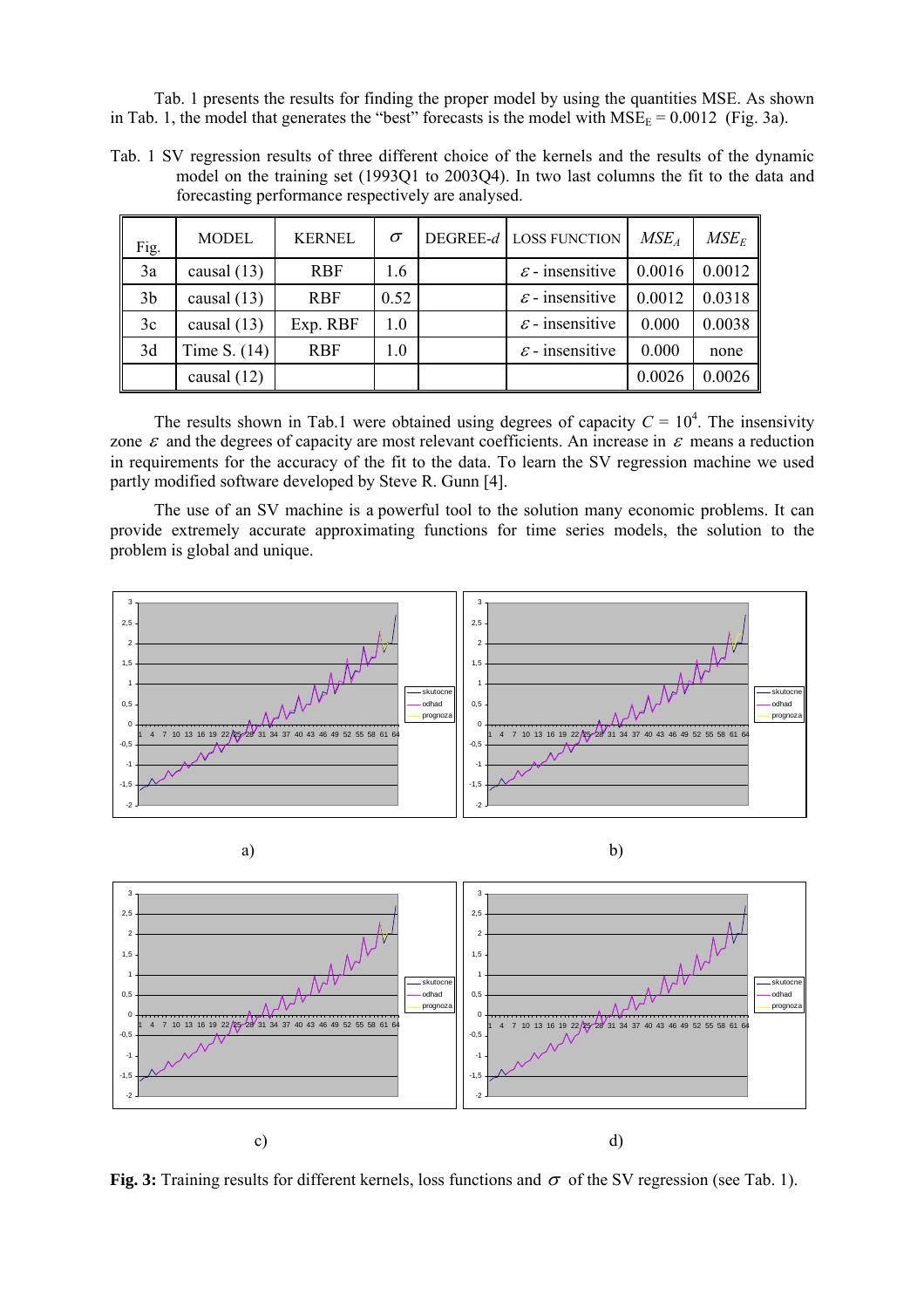Tab. 1 presents the results for finding the proper model by using the quantities MSE. As shown in Tab. 1, the model that generates the "best" forecasts is the model with $MSE_E = 0.0012$ (Fig. 3a).

Tab. 1 SV regression results of three different choice of the kernels and the results of the dynamic model on the training set (1993Q1 to 2003Q4). In two last columns the fit to the data and forecasting performance respectively are analysed.

| Fig. | MODEL | KERNEL | $\sigma$ | DEGREE-*d* | LOSS FUNCTION | $MSE_A$ | $MSE_E$ |
|---|---|---|---|---|---|---|---|
| 3a | causal (13) | RBF | 1.6 | | $\varepsilon$ - insensitive | 0.0016 | 0.0012 |
| 3b | causal (13) | RBF | 0.52 | | $\varepsilon$ - insensitive | 0.0012 | 0.0318 |
| 3c | causal (13) | Exp. RBF | 1.0 | | $\varepsilon$ - insensitive | 0.000 | 0.0038 |
| 3d | Time S. (14) | RBF | 1.0 | | $\varepsilon$ - insensitive | 0.000 | none |
| | causal (12) | | | | | 0.0026 | 0.0026 |

The results shown in Tab.1 were obtained using degrees of capacity $C = 10^4$. The insensivity zone $\varepsilon$ and the degrees of capacity are most relevant coefficients. An increase in $\varepsilon$ means a reduction in requirements for the accuracy of the fit to the data. To learn the SV regression machine we used partly modified software developed by Steve R. Gunn [4].

The use of an SV machine is a powerful tool to the solution many economic problems. It can provide extremely accurate approximating functions for time series models, the solution to the problem is global and unique.

a) b) c) d)

**Fig. 3:** Training results for different kernels, loss functions and $\sigma$ of the SV regression (see Tab. 1).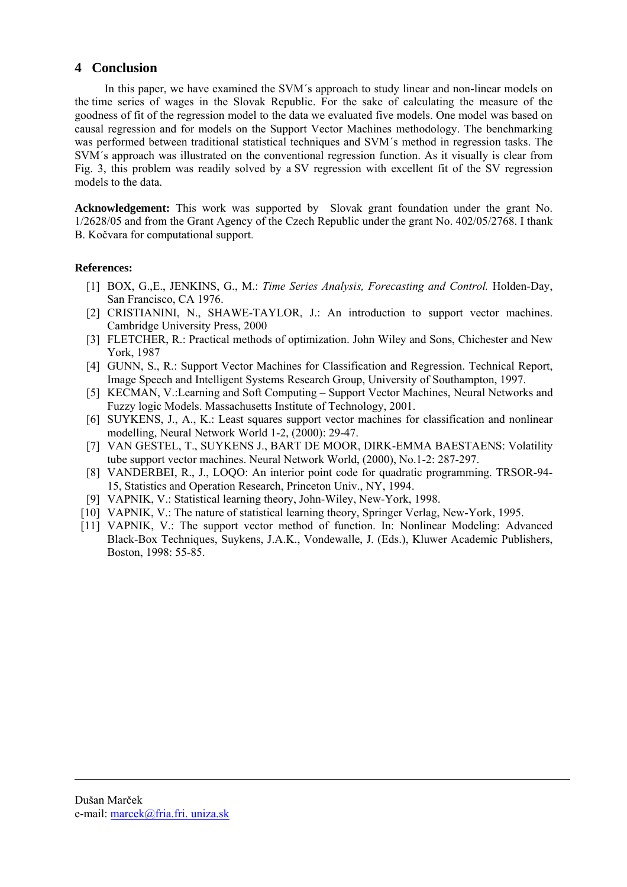## 4 Conclusion

In this paper, we have examined the SVM´s approach to study linear and non-linear models on the time series of wages in the Slovak Republic. For the sake of calculating the measure of the goodness of fit of the regression model to the data we evaluated five models. One model was based on causal regression and for models on the Support Vector Machines methodology. The benchmarking was performed between traditional statistical techniques and SVM´s method in regression tasks. The SVM´s approach was illustrated on the conventional regression function. As it visually is clear from Fig. 3, this problem was readily solved by a SV regression with excellent fit of the SV regression models to the data.

**Acknowledgement:** This work was supported by Slovak grant foundation under the grant No. 1/2628/05 and from the Grant Agency of the Czech Republic under the grant No. 402/05/2768. I thank B. Kočvara for computational support.

**References:**

[1] BOX, G.,E., JENKINS, G., M.: *Time Series Analysis, Forecasting and Control.* Holden-Day, San Francisco, CA 1976.

[2] CRISTIANINI, N., SHAWE-TAYLOR, J.: An introduction to support vector machines. Cambridge University Press, 2000

[3] FLETCHER, R.: Practical methods of optimization. John Wiley and Sons, Chichester and New York, 1987

[4] GUNN, S., R.: Support Vector Machines for Classification and Regression. Technical Report, Image Speech and Intelligent Systems Research Group, University of Southampton, 1997.

[5] KECMAN, V.:Learning and Soft Computing – Support Vector Machines, Neural Networks and Fuzzy logic Models. Massachusetts Institute of Technology, 2001.

[6] SUYKENS, J., A., K.: Least squares support vector machines for classification and nonlinear modelling, Neural Network World 1-2, (2000): 29-47.

[7] VAN GESTEL, T., SUYKENS J., BART DE MOOR, DIRK-EMMA BAESTAENS: Volatility tube support vector machines. Neural Network World, (2000), No.1-2: 287-297.

[8] VANDERBEI, R., J., LOQO: An interior point code for quadratic programming. TRSOR-94-15, Statistics and Operation Research, Princeton Univ., NY, 1994.

[9] VAPNIK, V.: Statistical learning theory, John-Wiley, New-York, 1998.

[10] VAPNIK, V.: The nature of statistical learning theory, Springer Verlag, New-York, 1995.

[11] VAPNIK, V.: The support vector method of function. In: Nonlinear Modeling: Advanced Black-Box Techniques, Suykens, J.A.K., Vondewalle, J. (Eds.), Kluwer Academic Publishers, Boston, 1998: 55-85.

---

Dušan Marček
e-mail: marcek@fria.fri. uniza.sk